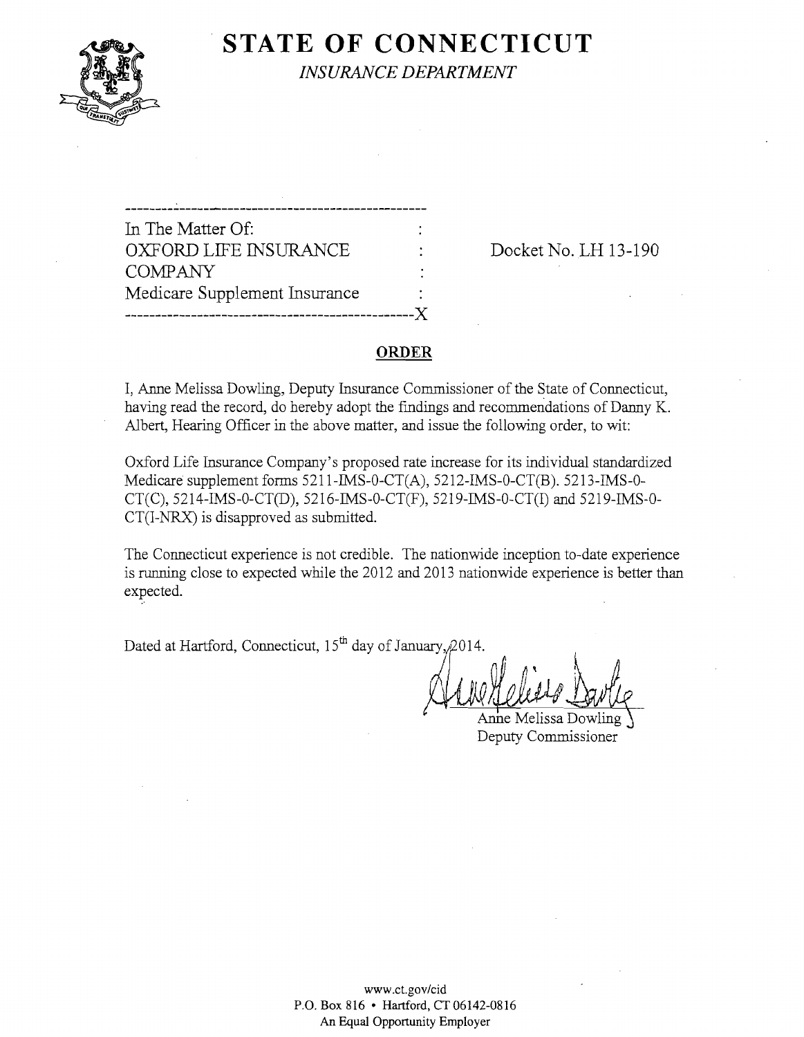# STATE OF CONNECTICUT

*INSURANCE DEPARTMENT*

---

In The Matter Of: :
OXFORD LIFE INSURANCE : Docket No. LH 13-190
COMPANY :
Medicare Supplement Insurance :
---X

## ORDER

I, Anne Melissa Dowling, Deputy Insurance Commissioner of the State of Connecticut, having read the record, do hereby adopt the findings and recommendations of Danny K. Albert, Hearing Officer in the above matter, and issue the following order, to wit:

Oxford Life Insurance Company's proposed rate increase for its individual standardized Medicare supplement forms 5211-IMS-0-CT(A), 5212-IMS-0-CT(B). 5213-IMS-0-CT(C), 5214-IMS-0-CT(D), 5216-IMS-0-CT(F), 5219-IMS-0-CT(I) and 5219-IMS-0-CT(I-NRX) is disapproved as submitted.

The Connecticut experience is not credible. The nationwide inception to-date experience is running close to expected while the 2012 and 2013 nationwide experience is better than expected.

Dated at Hartford, Connecticut, 15th day of January, 2014.

Anne Melissa Dowling
Deputy Commissioner

www.ct.gov/cid
P.O. Box 816 • Hartford, CT 06142-0816
An Equal Opportunity Employer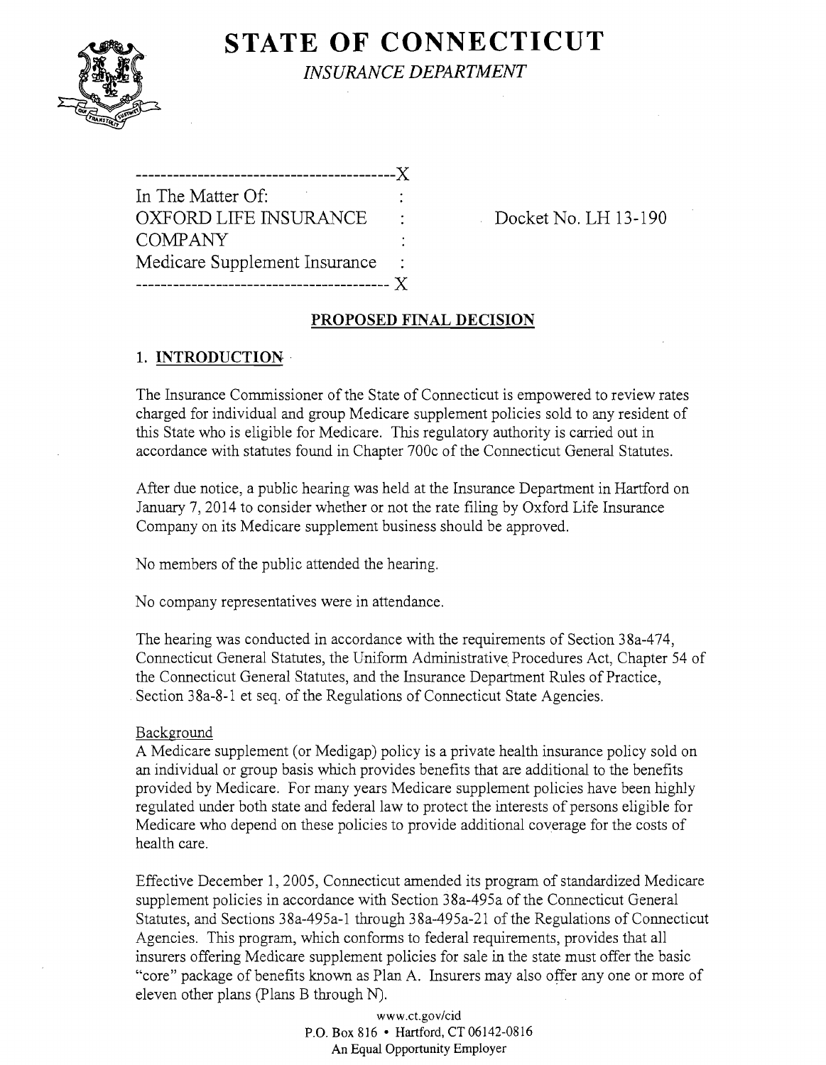# STATE OF CONNECTICUT

*INSURANCE DEPARTMENT*

```
------------------------------------------X
In The Matter Of:                         :
OXFORD LIFE INSURANCE                     :
COMPANY                                   :
Medicare Supplement Insurance             :
------------------------------------------X
```

Docket No. LH 13-190

## PROPOSED FINAL DECISION

### 1. INTRODUCTION

The Insurance Commissioner of the State of Connecticut is empowered to review rates charged for individual and group Medicare supplement policies sold to any resident of this State who is eligible for Medicare. This regulatory authority is carried out in accordance with statutes found in Chapter 700c of the Connecticut General Statutes.

After due notice, a public hearing was held at the Insurance Department in Hartford on January 7, 2014 to consider whether or not the rate filing by Oxford Life Insurance Company on its Medicare supplement business should be approved.

No members of the public attended the hearing.

No company representatives were in attendance.

The hearing was conducted in accordance with the requirements of Section 38a-474, Connecticut General Statutes, the Uniform Administrative Procedures Act, Chapter 54 of the Connecticut General Statutes, and the Insurance Department Rules of Practice, Section 38a-8-1 et seq. of the Regulations of Connecticut State Agencies.

Background

A Medicare supplement (or Medigap) policy is a private health insurance policy sold on an individual or group basis which provides benefits that are additional to the benefits provided by Medicare. For many years Medicare supplement policies have been highly regulated under both state and federal law to protect the interests of persons eligible for Medicare who depend on these policies to provide additional coverage for the costs of health care.

Effective December 1, 2005, Connecticut amended its program of standardized Medicare supplement policies in accordance with Section 38a-495a of the Connecticut General Statutes, and Sections 38a-495a-1 through 38a-495a-21 of the Regulations of Connecticut Agencies. This program, which conforms to federal requirements, provides that all insurers offering Medicare supplement policies for sale in the state must offer the basic "core" package of benefits known as Plan A. Insurers may also offer any one or more of eleven other plans (Plans B through N).

www.ct.gov/cid
P.O. Box 816 • Hartford, CT 06142-0816
An Equal Opportunity Employer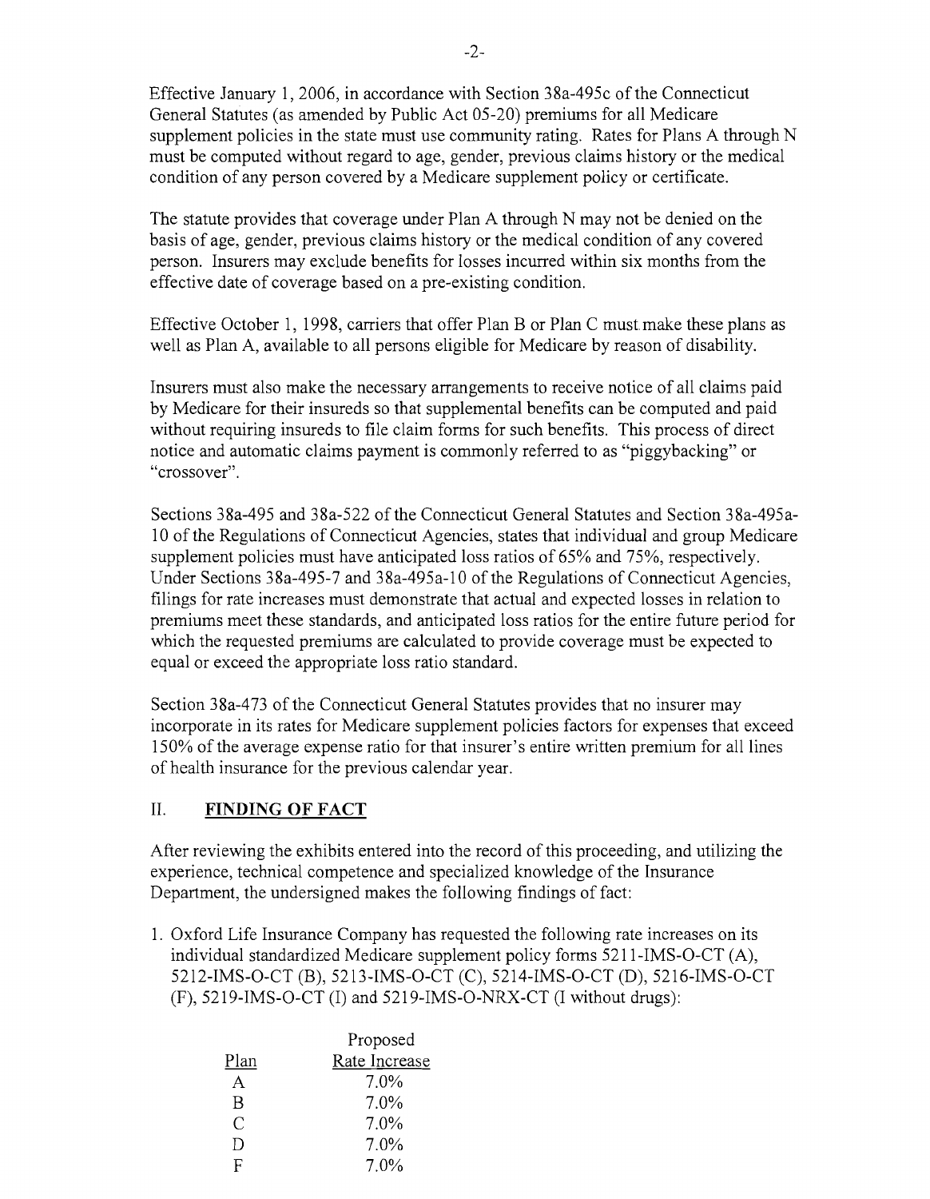Effective January 1, 2006, in accordance with Section 38a-495c of the Connecticut General Statutes (as amended by Public Act 05-20) premiums for all Medicare supplement policies in the state must use community rating. Rates for Plans A through N must be computed without regard to age, gender, previous claims history or the medical condition of any person covered by a Medicare supplement policy or certificate.

The statute provides that coverage under Plan A through N may not be denied on the basis of age, gender, previous claims history or the medical condition of any covered person. Insurers may exclude benefits for losses incurred within six months from the effective date of coverage based on a pre-existing condition.

Effective October 1, 1998, carriers that offer Plan B or Plan C must make these plans as well as Plan A, available to all persons eligible for Medicare by reason of disability.

Insurers must also make the necessary arrangements to receive notice of all claims paid by Medicare for their insureds so that supplemental benefits can be computed and paid without requiring insureds to file claim forms for such benefits. This process of direct notice and automatic claims payment is commonly referred to as "piggybacking" or "crossover".

Sections 38a-495 and 38a-522 of the Connecticut General Statutes and Section 38a-495a-10 of the Regulations of Connecticut Agencies, states that individual and group Medicare supplement policies must have anticipated loss ratios of 65% and 75%, respectively. Under Sections 38a-495-7 and 38a-495a-10 of the Regulations of Connecticut Agencies, filings for rate increases must demonstrate that actual and expected losses in relation to premiums meet these standards, and anticipated loss ratios for the entire future period for which the requested premiums are calculated to provide coverage must be expected to equal or exceed the appropriate loss ratio standard.

Section 38a-473 of the Connecticut General Statutes provides that no insurer may incorporate in its rates for Medicare supplement policies factors for expenses that exceed 150% of the average expense ratio for that insurer's entire written premium for all lines of health insurance for the previous calendar year.

## II. FINDING OF FACT

After reviewing the exhibits entered into the record of this proceeding, and utilizing the experience, technical competence and specialized knowledge of the Insurance Department, the undersigned makes the following findings of fact:

1. Oxford Life Insurance Company has requested the following rate increases on its individual standardized Medicare supplement policy forms 5211-IMS-O-CT (A), 5212-IMS-O-CT (B), 5213-IMS-O-CT (C), 5214-IMS-O-CT (D), 5216-IMS-O-CT (F), 5219-IMS-O-CT (I) and 5219-IMS-O-NRX-CT (I without drugs):

| Plan | Proposed Rate Increase |
|---|---|
| A | 7.0% |
| B | 7.0% |
| C | 7.0% |
| D | 7.0% |
| F | 7.0% |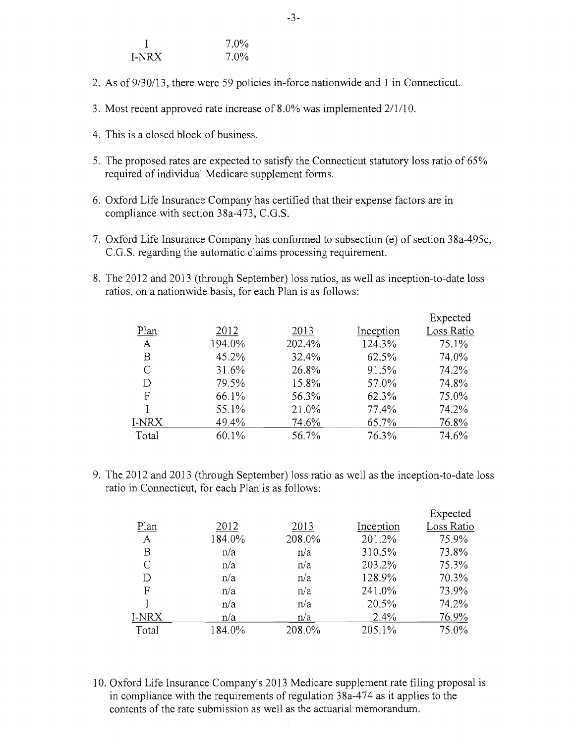| I | 7.0% |
|---|---|
| I-NRX | 7.0% |

2. As of 9/30/13, there were 59 policies in-force nationwide and 1 in Connecticut.
3. Most recent approved rate increase of 8.0% was implemented 2/1/10.
4. This is a closed block of business.
5. The proposed rates are expected to satisfy the Connecticut statutory loss ratio of 65% required of individual Medicare supplement forms.
6. Oxford Life Insurance Company has certified that their expense factors are in compliance with section 38a-473, C.G.S.
7. Oxford Life Insurance Company has conformed to subsection (e) of section 38a-495c, C.G.S. regarding the automatic claims processing requirement.
8. The 2012 and 2013 (through September) loss ratios, as well as inception-to-date loss ratios, on a nationwide basis, for each Plan is as follows:

| Plan | 2012 | 2013 | Inception | Expected Loss Ratio |
|---|---|---|---|---|
| A | 194.0% | 202.4% | 124.3% | 75.1% |
| B | 45.2% | 32.4% | 62.5% | 74.0% |
| C | 31.6% | 26.8% | 91.5% | 74.2% |
| D | 79.5% | 15.8% | 57.0% | 74.8% |
| F | 66.1% | 56.3% | 62.3% | 75.0% |
| I | 55.1% | 21.0% | 77.4% | 74.2% |
| I-NRX | 49.4% | 74.6% | 65.7% | 76.8% |
| Total | 60.1% | 56.7% | 76.3% | 74.6% |

9. The 2012 and 2013 (through September) loss ratio as well as the inception-to-date loss ratio in Connecticut, for each Plan is as follows:

| Plan | 2012 | 2013 | Inception | Expected Loss Ratio |
|---|---|---|---|---|
| A | 184.0% | 208.0% | 201.2% | 75.9% |
| B | n/a | n/a | 310.5% | 73.8% |
| C | n/a | n/a | 203.2% | 75.3% |
| D | n/a | n/a | 128.9% | 70.3% |
| F | n/a | n/a | 241.0% | 73.9% |
| I | n/a | n/a | 20.5% | 74.2% |
| I-NRX | n/a | n/a | 2.4% | 76.9% |
| Total | 184.0% | 208.0% | 205.1% | 75.0% |

10. Oxford Life Insurance Company's 2013 Medicare supplement rate filing proposal is in compliance with the requirements of regulation 38a-474 as it applies to the contents of the rate submission as well as the actuarial memorandum.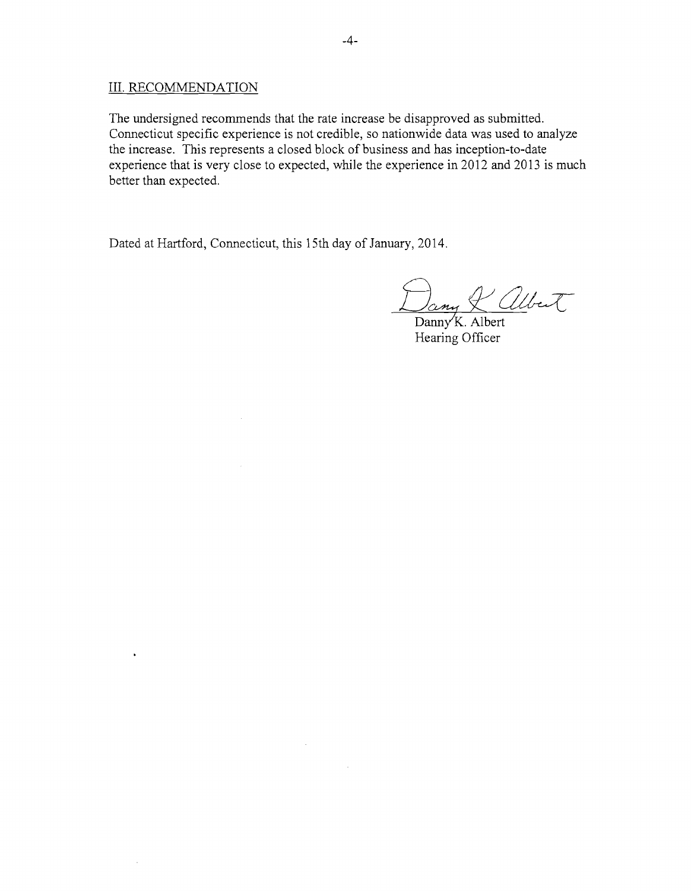## III. RECOMMENDATION

The undersigned recommends that the rate increase be disapproved as submitted. Connecticut specific experience is not credible, so nationwide data was used to analyze the increase. This represents a closed block of business and has inception-to-date experience that is very close to expected, while the experience in 2012 and 2013 is much better than expected.

Dated at Hartford, Connecticut, this 15th day of January, 2014.

Danny K. Albert
Hearing Officer